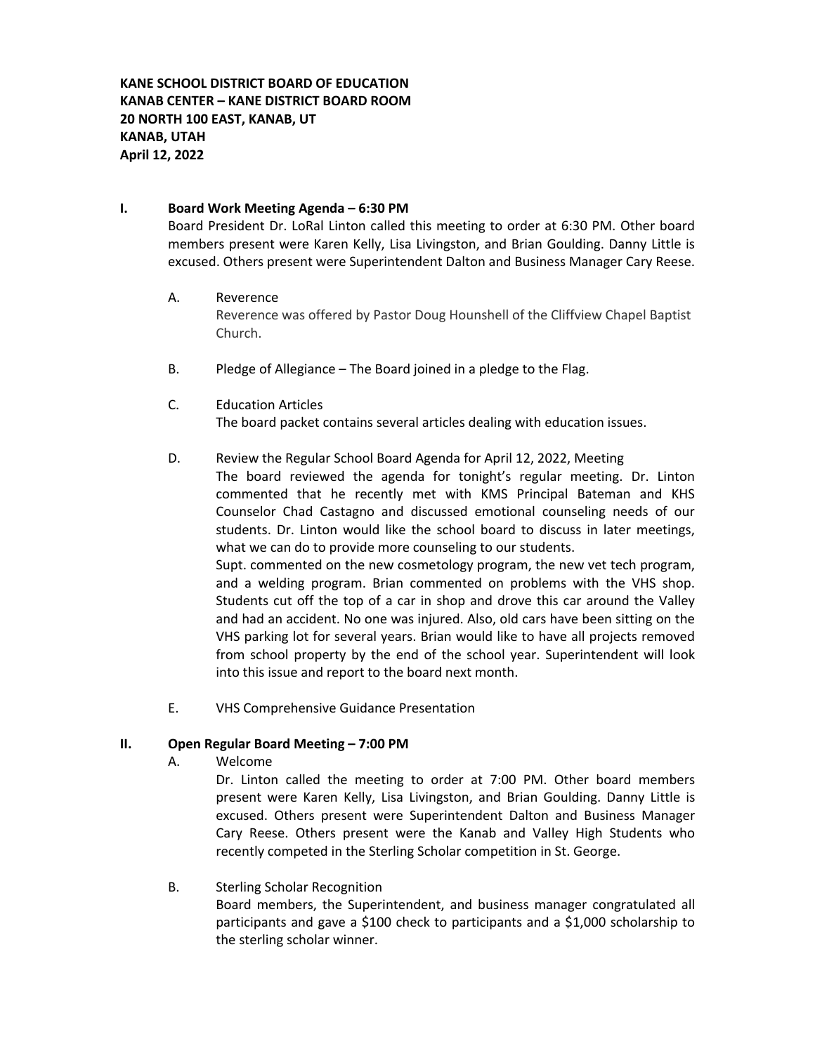**KANE SCHOOL DISTRICT BOARD OF EDUCATION**
**KANAB CENTER – KANE DISTRICT BOARD ROOM**
**20 NORTH 100 EAST, KANAB, UT**
**KANAB, UTAH**
**April 12, 2022**

## I. Board Work Meeting Agenda – 6:30 PM

Board President Dr. LoRal Linton called this meeting to order at 6:30 PM. Other board members present were Karen Kelly, Lisa Livingston, and Brian Goulding. Danny Little is excused. Others present were Superintendent Dalton and Business Manager Cary Reese.

A. Reverence

Reverence was offered by Pastor Doug Hounshell of the Cliffview Chapel Baptist Church.

B. Pledge of Allegiance – The Board joined in a pledge to the Flag.

C. Education Articles

The board packet contains several articles dealing with education issues.

D. Review the Regular School Board Agenda for April 12, 2022, Meeting

The board reviewed the agenda for tonight's regular meeting. Dr. Linton commented that he recently met with KMS Principal Bateman and KHS Counselor Chad Castagno and discussed emotional counseling needs of our students. Dr. Linton would like the school board to discuss in later meetings, what we can do to provide more counseling to our students.

Supt. commented on the new cosmetology program, the new vet tech program, and a welding program. Brian commented on problems with the VHS shop. Students cut off the top of a car in shop and drove this car around the Valley and had an accident. No one was injured. Also, old cars have been sitting on the VHS parking lot for several years. Brian would like to have all projects removed from school property by the end of the school year. Superintendent will look into this issue and report to the board next month.

E. VHS Comprehensive Guidance Presentation

## II. Open Regular Board Meeting – 7:00 PM

A. Welcome

Dr. Linton called the meeting to order at 7:00 PM. Other board members present were Karen Kelly, Lisa Livingston, and Brian Goulding. Danny Little is excused. Others present were Superintendent Dalton and Business Manager Cary Reese. Others present were the Kanab and Valley High Students who recently competed in the Sterling Scholar competition in St. George.

B. Sterling Scholar Recognition

Board members, the Superintendent, and business manager congratulated all participants and gave a $100 check to participants and a $1,000 scholarship to the sterling scholar winner.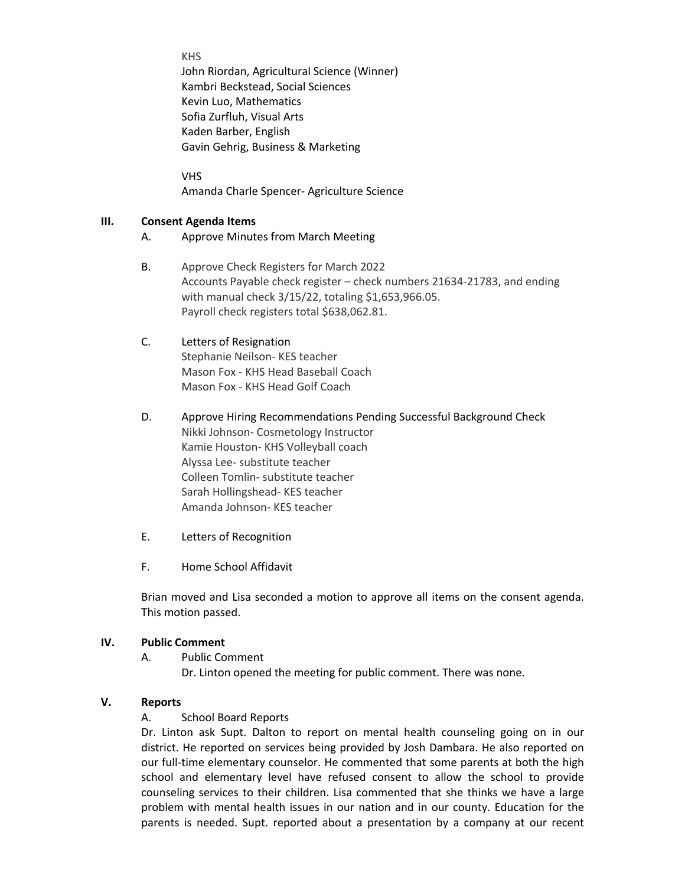KHS
John Riordan, Agricultural Science (Winner)
Kambri Beckstead, Social Sciences
Kevin Luo, Mathematics
Sofia Zurfluh, Visual Arts
Kaden Barber, English
Gavin Gehrig, Business & Marketing

VHS
Amanda Charle Spencer- Agriculture Science

## III. Consent Agenda Items

A. Approve Minutes from March Meeting

B. Approve Check Registers for March 2022
Accounts Payable check register – check numbers 21634-21783, and ending with manual check 3/15/22, totaling $1,653,966.05.
Payroll check registers total $638,062.81.

C. Letters of Resignation
Stephanie Neilson- KES teacher
Mason Fox - KHS Head Baseball Coach
Mason Fox - KHS Head Golf Coach

D. Approve Hiring Recommendations Pending Successful Background Check
Nikki Johnson- Cosmetology Instructor
Kamie Houston- KHS Volleyball coach
Alyssa Lee- substitute teacher
Colleen Tomlin- substitute teacher
Sarah Hollingshead- KES teacher
Amanda Johnson- KES teacher

E. Letters of Recognition

F. Home School Affidavit

Brian moved and Lisa seconded a motion to approve all items on the consent agenda. This motion passed.

## IV. Public Comment

A. Public Comment
Dr. Linton opened the meeting for public comment. There was none.

## V. Reports

A. School Board Reports

Dr. Linton ask Supt. Dalton to report on mental health counseling going on in our district. He reported on services being provided by Josh Dambara. He also reported on our full-time elementary counselor. He commented that some parents at both the high school and elementary level have refused consent to allow the school to provide counseling services to their children. Lisa commented that she thinks we have a large problem with mental health issues in our nation and in our county. Education for the parents is needed. Supt. reported about a presentation by a company at our recent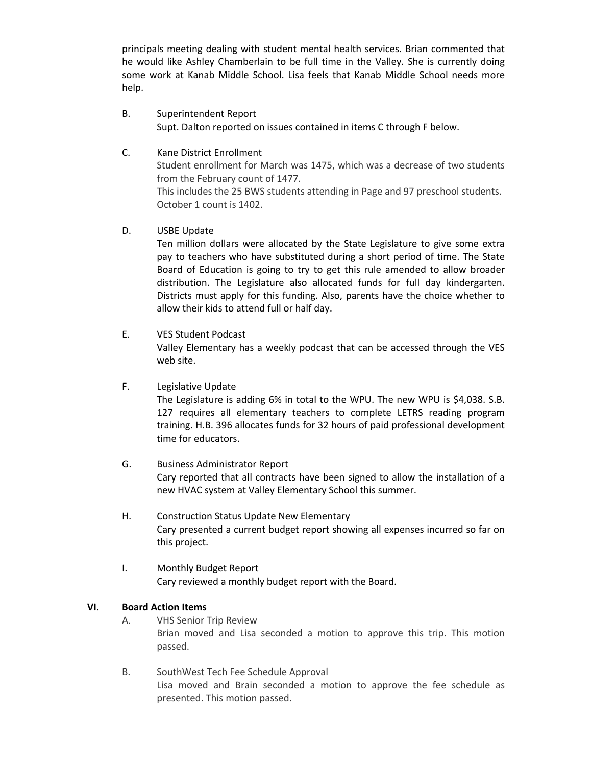principals meeting dealing with student mental health services. Brian commented that he would like Ashley Chamberlain to be full time in the Valley. She is currently doing some work at Kanab Middle School. Lisa feels that Kanab Middle School needs more help.

B. Superintendent Report
Supt. Dalton reported on issues contained in items C through F below.

C. Kane District Enrollment
Student enrollment for March was 1475, which was a decrease of two students from the February count of 1477.
This includes the 25 BWS students attending in Page and 97 preschool students.
October 1 count is 1402.

D. USBE Update
Ten million dollars were allocated by the State Legislature to give some extra pay to teachers who have substituted during a short period of time. The State Board of Education is going to try to get this rule amended to allow broader distribution. The Legislature also allocated funds for full day kindergarten. Districts must apply for this funding. Also, parents have the choice whether to allow their kids to attend full or half day.

E. VES Student Podcast
Valley Elementary has a weekly podcast that can be accessed through the VES web site.

F. Legislative Update
The Legislature is adding 6% in total to the WPU. The new WPU is $4,038. S.B. 127 requires all elementary teachers to complete LETRS reading program training. H.B. 396 allocates funds for 32 hours of paid professional development time for educators.

G. Business Administrator Report
Cary reported that all contracts have been signed to allow the installation of a new HVAC system at Valley Elementary School this summer.

H. Construction Status Update New Elementary
Cary presented a current budget report showing all expenses incurred so far on this project.

I. Monthly Budget Report
Cary reviewed a monthly budget report with the Board.

## VI. Board Action Items

A. VHS Senior Trip Review
Brian moved and Lisa seconded a motion to approve this trip. This motion passed.

B. SouthWest Tech Fee Schedule Approval
Lisa moved and Brain seconded a motion to approve the fee schedule as presented. This motion passed.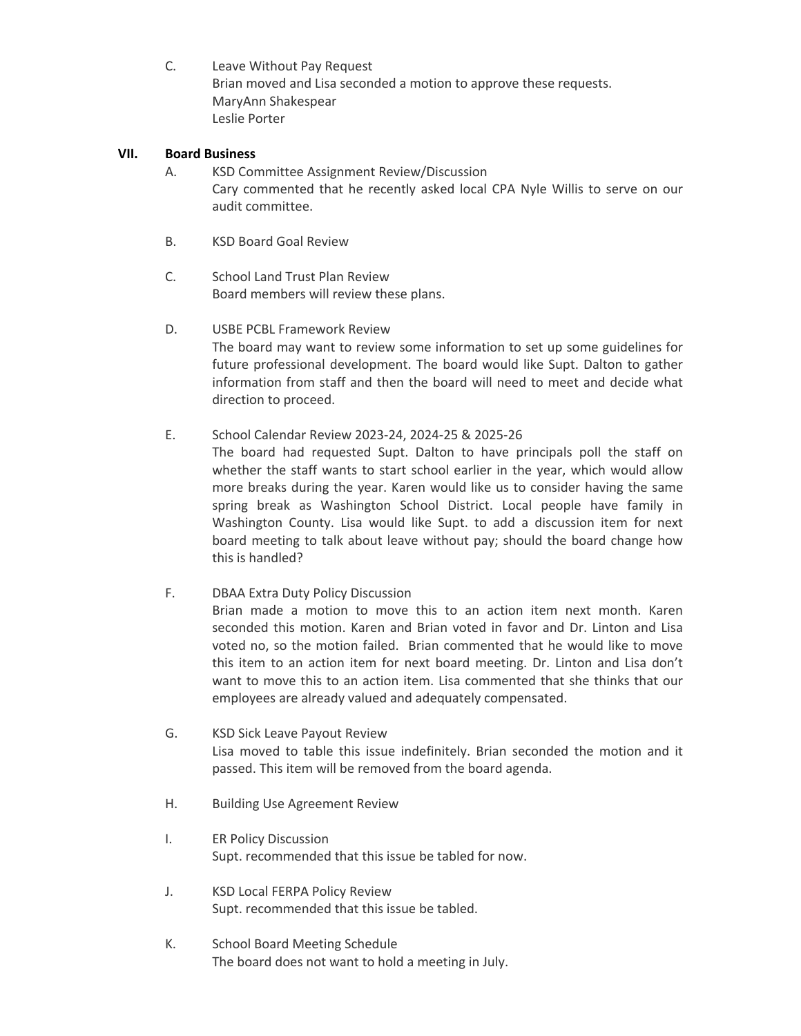C. Leave Without Pay Request
Brian moved and Lisa seconded a motion to approve these requests.
MaryAnn Shakespear
Leslie Porter

## VII. Board Business

A. KSD Committee Assignment Review/Discussion
Cary commented that he recently asked local CPA Nyle Willis to serve on our audit committee.

B. KSD Board Goal Review

C. School Land Trust Plan Review
Board members will review these plans.

D. USBE PCBL Framework Review
The board may want to review some information to set up some guidelines for future professional development. The board would like Supt. Dalton to gather information from staff and then the board will need to meet and decide what direction to proceed.

E. School Calendar Review 2023-24, 2024-25 & 2025-26
The board had requested Supt. Dalton to have principals poll the staff on whether the staff wants to start school earlier in the year, which would allow more breaks during the year. Karen would like us to consider having the same spring break as Washington School District. Local people have family in Washington County. Lisa would like Supt. to add a discussion item for next board meeting to talk about leave without pay; should the board change how this is handled?

F. DBAA Extra Duty Policy Discussion
Brian made a motion to move this to an action item next month. Karen seconded this motion. Karen and Brian voted in favor and Dr. Linton and Lisa voted no, so the motion failed. Brian commented that he would like to move this item to an action item for next board meeting. Dr. Linton and Lisa don't want to move this to an action item. Lisa commented that she thinks that our employees are already valued and adequately compensated.

G. KSD Sick Leave Payout Review
Lisa moved to table this issue indefinitely. Brian seconded the motion and it passed. This item will be removed from the board agenda.

H. Building Use Agreement Review

I. ER Policy Discussion
Supt. recommended that this issue be tabled for now.

J. KSD Local FERPA Policy Review
Supt. recommended that this issue be tabled.

K. School Board Meeting Schedule
The board does not want to hold a meeting in July.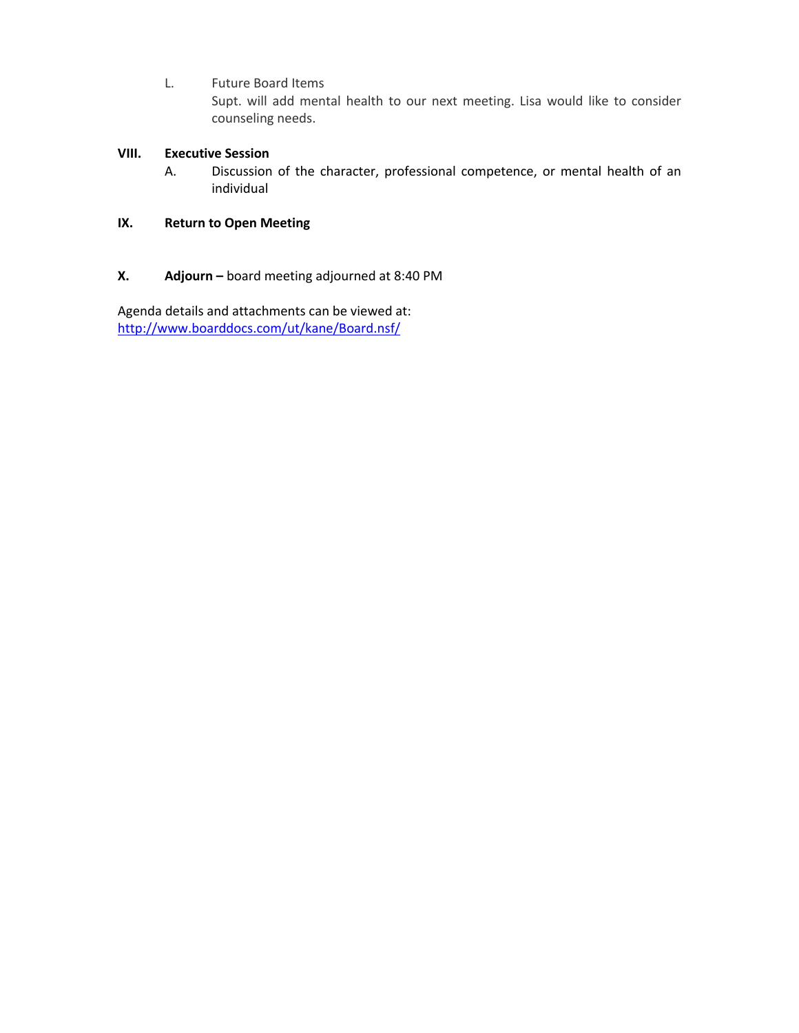L. Future Board Items
Supt. will add mental health to our next meeting. Lisa would like to consider counseling needs.

**VIII. Executive Session**

A. Discussion of the character, professional competence, or mental health of an individual

**IX. Return to Open Meeting**

**X. Adjourn –** board meeting adjourned at 8:40 PM

Agenda details and attachments can be viewed at:
[http://www.boarddocs.com/ut/kane/Board.nsf/](http://www.boarddocs.com/ut/kane/Board.nsf/)